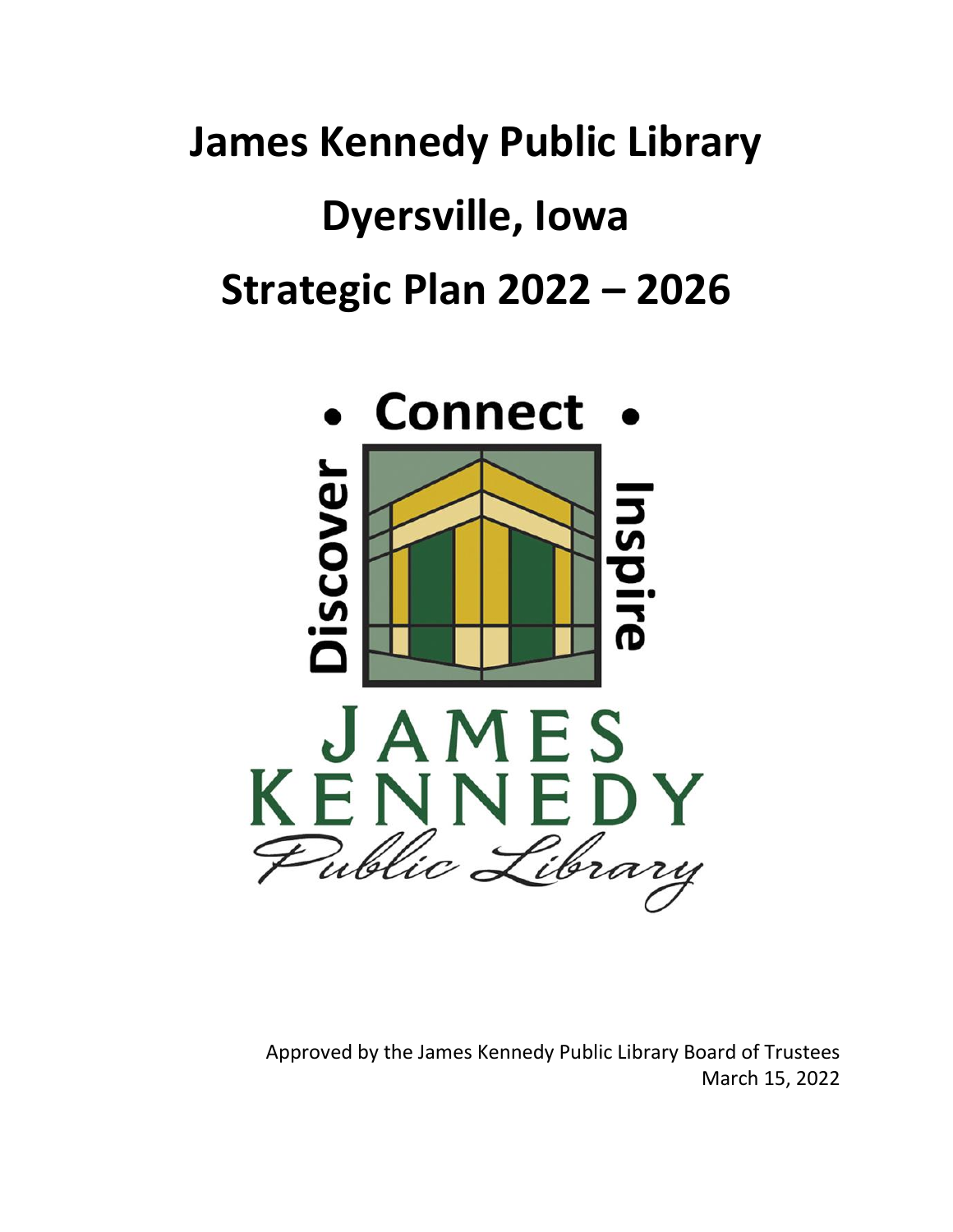# James Kennedy Public Library

# Dyersville, Iowa

# Strategic Plan 2022 – 2026

Approved by the James Kennedy Public Library Board of Trustees
March 15, 2022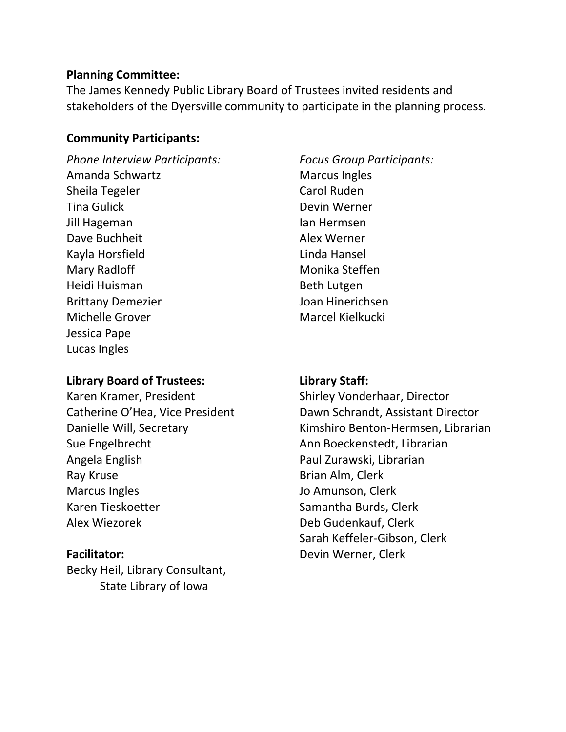**Planning Committee:**

The James Kennedy Public Library Board of Trustees invited residents and stakeholders of the Dyersville community to participate in the planning process.

**Community Participants:**

*Phone Interview Participants:*

Amanda Schwartz
Sheila Tegeler
Tina Gulick
Jill Hageman
Dave Buchheit
Kayla Horsfield
Mary Radloff
Heidi Huisman
Brittany Demezier
Michelle Grover
Jessica Pape
Lucas Ingles

*Focus Group Participants:*

Marcus Ingles
Carol Ruden
Devin Werner
Ian Hermsen
Alex Werner
Linda Hansel
Monika Steffen
Beth Lutgen
Joan Hinerichsen
Marcel Kielkucki

**Library Board of Trustees:**

Karen Kramer, President
Catherine O'Hea, Vice President
Danielle Will, Secretary
Sue Engelbrecht
Angela English
Ray Kruse
Marcus Ingles
Karen Tieskoetter
Alex Wiezorek

**Facilitator:**

Becky Heil, Library Consultant, State Library of Iowa

**Library Staff:**

Shirley Vonderhaar, Director
Dawn Schrandt, Assistant Director
Kimshiro Benton-Hermsen, Librarian
Ann Boeckenstedt, Librarian
Paul Zurawski, Librarian
Brian Alm, Clerk
Jo Amunson, Clerk
Samantha Burds, Clerk
Deb Gudenkauf, Clerk
Sarah Keffeler-Gibson, Clerk
Devin Werner, Clerk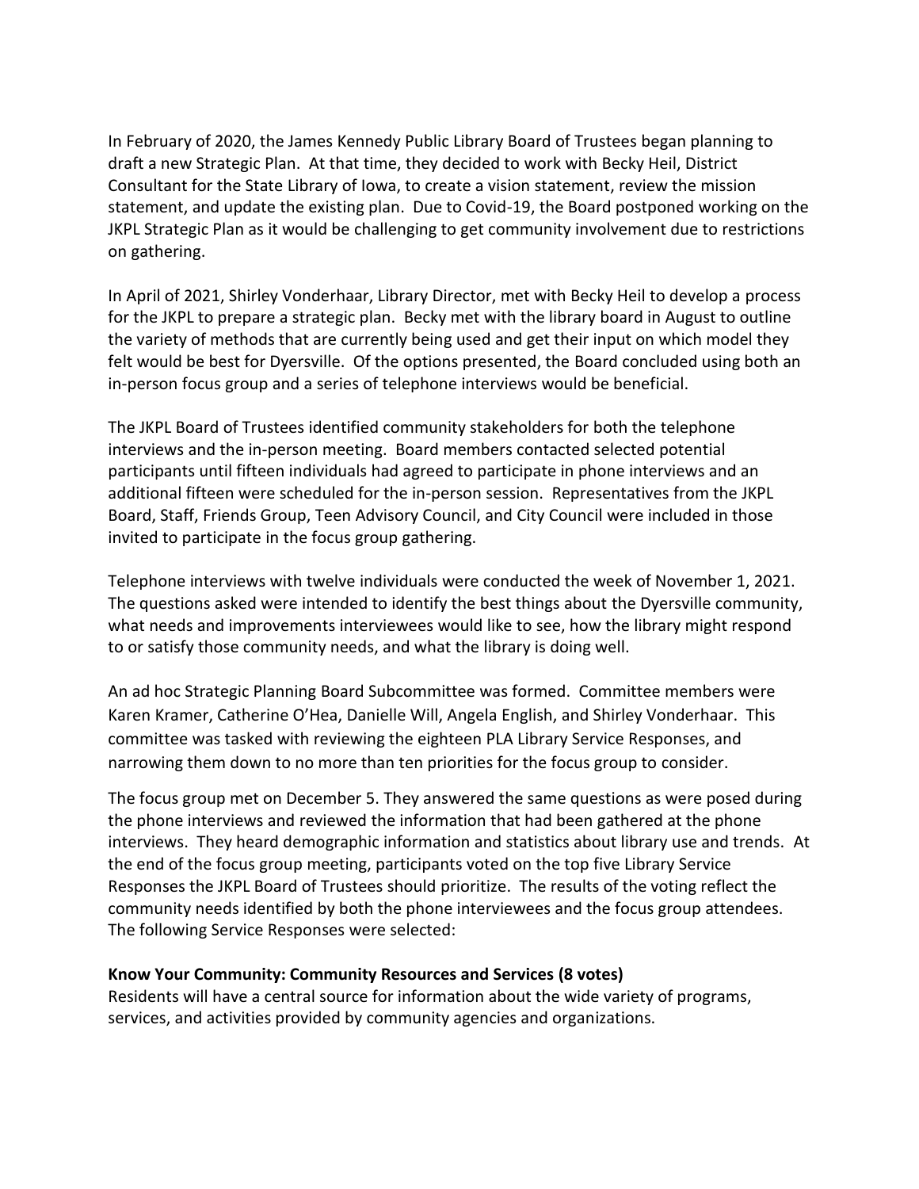In February of 2020, the James Kennedy Public Library Board of Trustees began planning to draft a new Strategic Plan. At that time, they decided to work with Becky Heil, District Consultant for the State Library of Iowa, to create a vision statement, review the mission statement, and update the existing plan. Due to Covid-19, the Board postponed working on the JKPL Strategic Plan as it would be challenging to get community involvement due to restrictions on gathering.

In April of 2021, Shirley Vonderhaar, Library Director, met with Becky Heil to develop a process for the JKPL to prepare a strategic plan. Becky met with the library board in August to outline the variety of methods that are currently being used and get their input on which model they felt would be best for Dyersville. Of the options presented, the Board concluded using both an in-person focus group and a series of telephone interviews would be beneficial.

The JKPL Board of Trustees identified community stakeholders for both the telephone interviews and the in-person meeting. Board members contacted selected potential participants until fifteen individuals had agreed to participate in phone interviews and an additional fifteen were scheduled for the in-person session. Representatives from the JKPL Board, Staff, Friends Group, Teen Advisory Council, and City Council were included in those invited to participate in the focus group gathering.

Telephone interviews with twelve individuals were conducted the week of November 1, 2021. The questions asked were intended to identify the best things about the Dyersville community, what needs and improvements interviewees would like to see, how the library might respond to or satisfy those community needs, and what the library is doing well.

An ad hoc Strategic Planning Board Subcommittee was formed. Committee members were Karen Kramer, Catherine O'Hea, Danielle Will, Angela English, and Shirley Vonderhaar. This committee was tasked with reviewing the eighteen PLA Library Service Responses, and narrowing them down to no more than ten priorities for the focus group to consider.

The focus group met on December 5. They answered the same questions as were posed during the phone interviews and reviewed the information that had been gathered at the phone interviews. They heard demographic information and statistics about library use and trends. At the end of the focus group meeting, participants voted on the top five Library Service Responses the JKPL Board of Trustees should prioritize. The results of the voting reflect the community needs identified by both the phone interviewees and the focus group attendees. The following Service Responses were selected:

**Know Your Community: Community Resources and Services (8 votes)**
Residents will have a central source for information about the wide variety of programs, services, and activities provided by community agencies and organizations.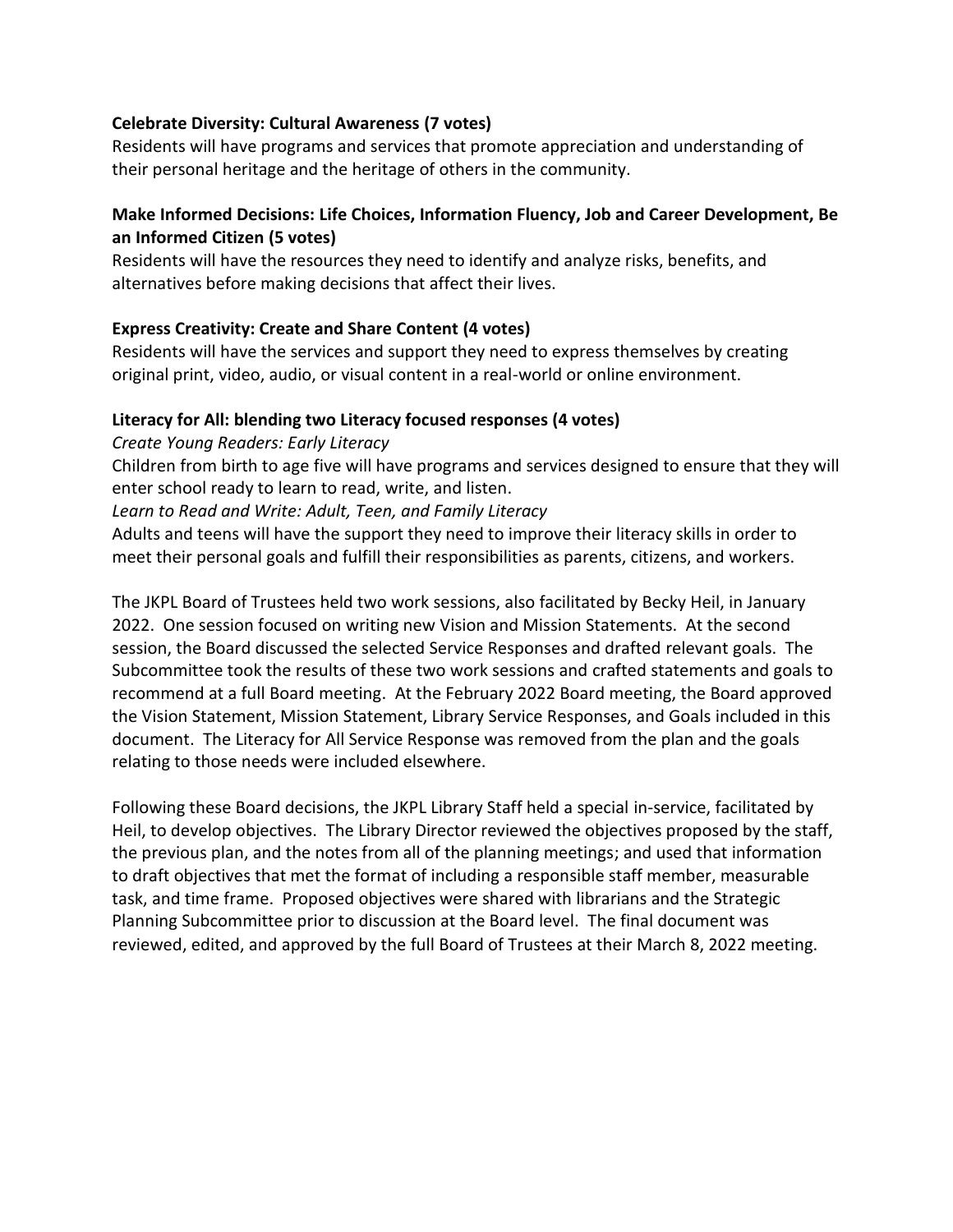**Celebrate Diversity: Cultural Awareness (7 votes)**
Residents will have programs and services that promote appreciation and understanding of their personal heritage and the heritage of others in the community.

**Make Informed Decisions: Life Choices, Information Fluency, Job and Career Development, Be an Informed Citizen (5 votes)**
Residents will have the resources they need to identify and analyze risks, benefits, and alternatives before making decisions that affect their lives.

**Express Creativity: Create and Share Content (4 votes)**
Residents will have the services and support they need to express themselves by creating original print, video, audio, or visual content in a real-world or online environment.

**Literacy for All: blending two Literacy focused responses (4 votes)**
*Create Young Readers: Early Literacy*
Children from birth to age five will have programs and services designed to ensure that they will enter school ready to learn to read, write, and listen.
*Learn to Read and Write: Adult, Teen, and Family Literacy*
Adults and teens will have the support they need to improve their literacy skills in order to meet their personal goals and fulfill their responsibilities as parents, citizens, and workers.

The JKPL Board of Trustees held two work sessions, also facilitated by Becky Heil, in January 2022. One session focused on writing new Vision and Mission Statements. At the second session, the Board discussed the selected Service Responses and drafted relevant goals. The Subcommittee took the results of these two work sessions and crafted statements and goals to recommend at a full Board meeting. At the February 2022 Board meeting, the Board approved the Vision Statement, Mission Statement, Library Service Responses, and Goals included in this document. The Literacy for All Service Response was removed from the plan and the goals relating to those needs were included elsewhere.

Following these Board decisions, the JKPL Library Staff held a special in-service, facilitated by Heil, to develop objectives. The Library Director reviewed the objectives proposed by the staff, the previous plan, and the notes from all of the planning meetings; and used that information to draft objectives that met the format of including a responsible staff member, measurable task, and time frame. Proposed objectives were shared with librarians and the Strategic Planning Subcommittee prior to discussion at the Board level. The final document was reviewed, edited, and approved by the full Board of Trustees at their March 8, 2022 meeting.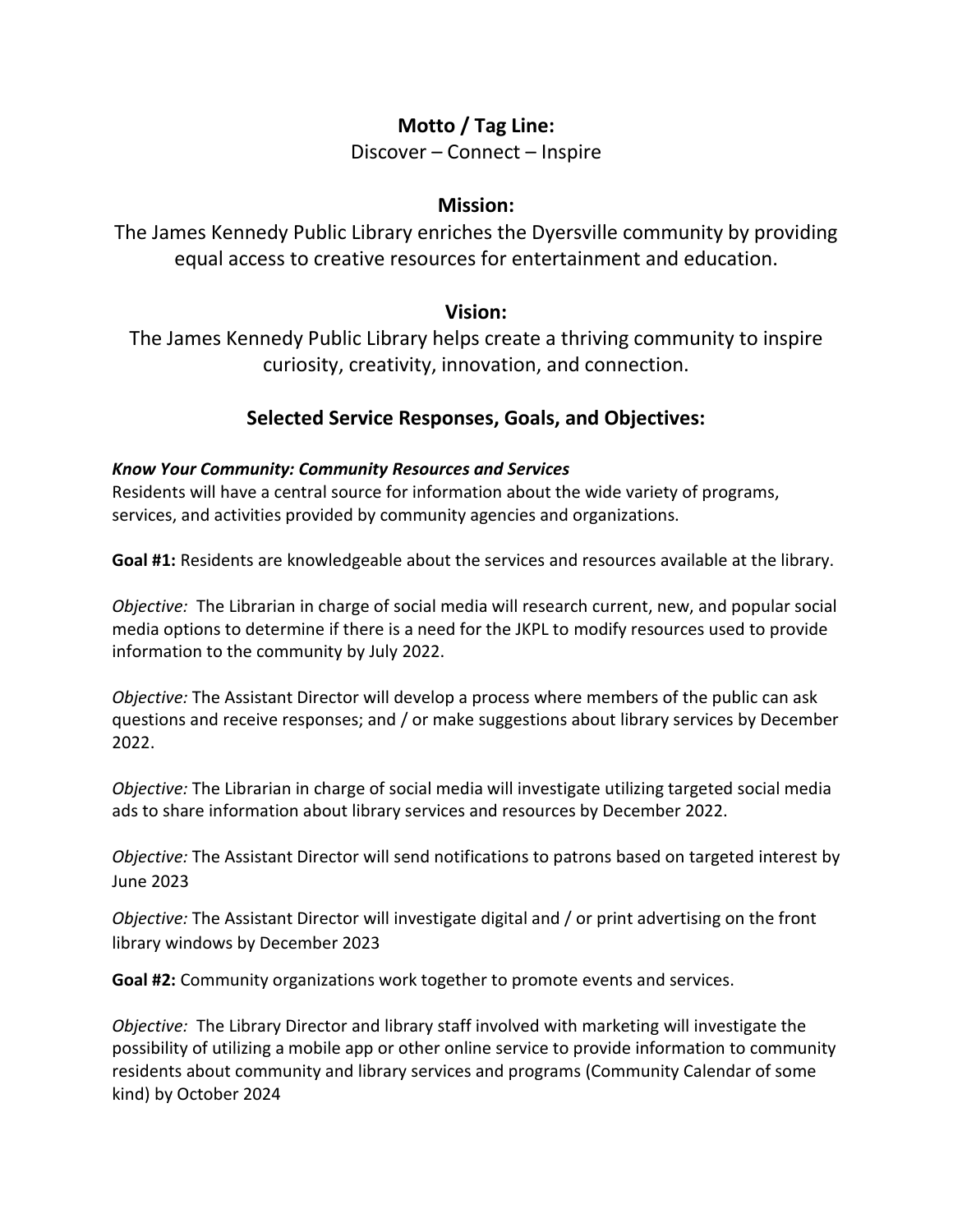## Motto / Tag Line:

Discover – Connect – Inspire

## Mission:

The James Kennedy Public Library enriches the Dyersville community by providing equal access to creative resources for entertainment and education.

## Vision:

The James Kennedy Public Library helps create a thriving community to inspire curiosity, creativity, innovation, and connection.

## Selected Service Responses, Goals, and Objectives:

***Know Your Community: Community Resources and Services***

Residents will have a central source for information about the wide variety of programs, services, and activities provided by community agencies and organizations.

**Goal #1:** Residents are knowledgeable about the services and resources available at the library.

*Objective:* The Librarian in charge of social media will research current, new, and popular social media options to determine if there is a need for the JKPL to modify resources used to provide information to the community by July 2022.

*Objective:* The Assistant Director will develop a process where members of the public can ask questions and receive responses; and / or make suggestions about library services by December 2022.

*Objective:* The Librarian in charge of social media will investigate utilizing targeted social media ads to share information about library services and resources by December 2022.

*Objective:* The Assistant Director will send notifications to patrons based on targeted interest by June 2023

*Objective:* The Assistant Director will investigate digital and / or print advertising on the front library windows by December 2023

**Goal #2:** Community organizations work together to promote events and services.

*Objective:* The Library Director and library staff involved with marketing will investigate the possibility of utilizing a mobile app or other online service to provide information to community residents about community and library services and programs (Community Calendar of some kind) by October 2024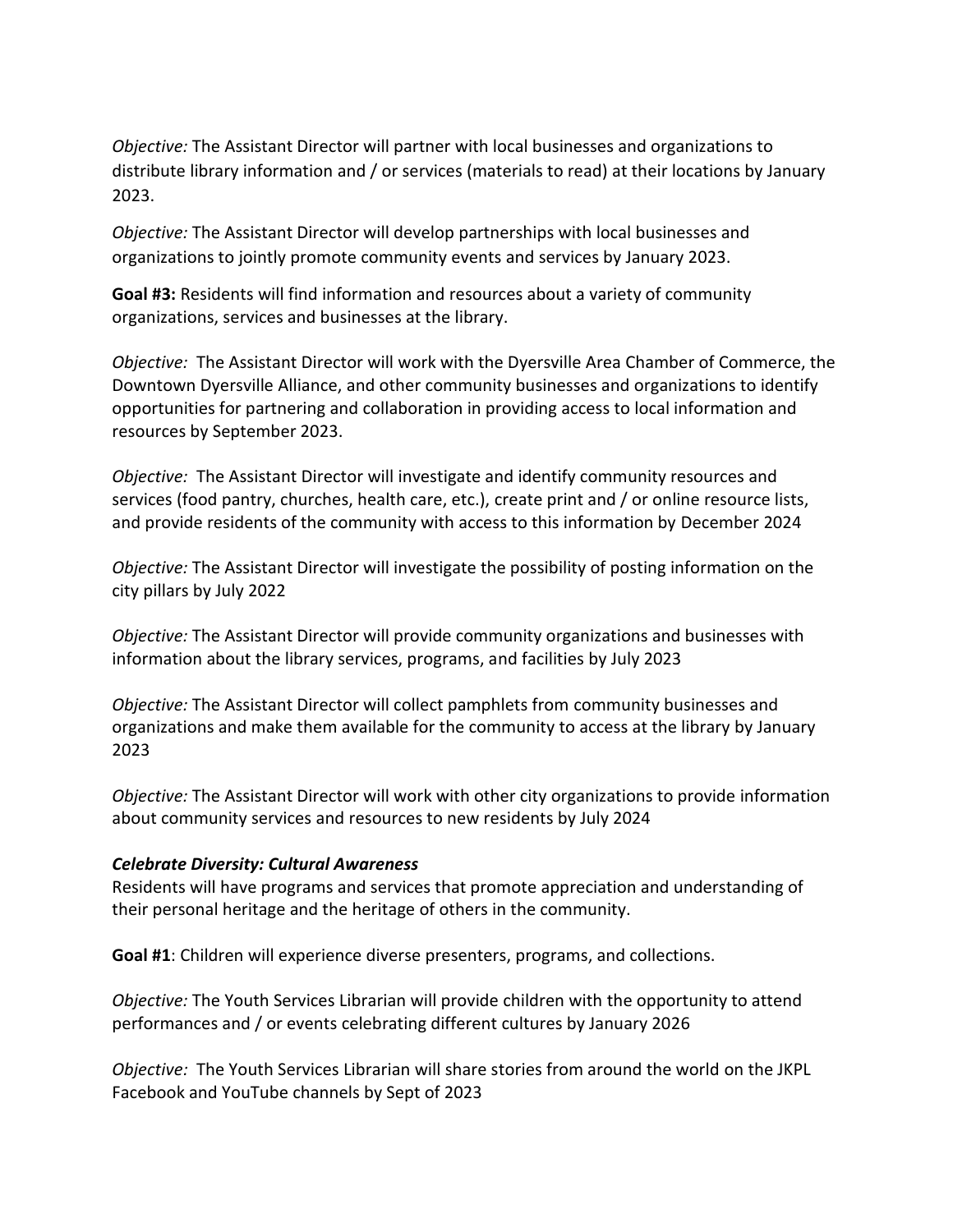*Objective:* The Assistant Director will partner with local businesses and organizations to distribute library information and / or services (materials to read) at their locations by January 2023.

*Objective:* The Assistant Director will develop partnerships with local businesses and organizations to jointly promote community events and services by January 2023.

**Goal #3:** Residents will find information and resources about a variety of community organizations, services and businesses at the library.

*Objective:* The Assistant Director will work with the Dyersville Area Chamber of Commerce, the Downtown Dyersville Alliance, and other community businesses and organizations to identify opportunities for partnering and collaboration in providing access to local information and resources by September 2023.

*Objective:* The Assistant Director will investigate and identify community resources and services (food pantry, churches, health care, etc.), create print and / or online resource lists, and provide residents of the community with access to this information by December 2024

*Objective:* The Assistant Director will investigate the possibility of posting information on the city pillars by July 2022

*Objective:* The Assistant Director will provide community organizations and businesses with information about the library services, programs, and facilities by July 2023

*Objective:* The Assistant Director will collect pamphlets from community businesses and organizations and make them available for the community to access at the library by January 2023

*Objective:* The Assistant Director will work with other city organizations to provide information about community services and resources to new residents by July 2024

***Celebrate Diversity: Cultural Awareness***

Residents will have programs and services that promote appreciation and understanding of their personal heritage and the heritage of others in the community.

**Goal #1**: Children will experience diverse presenters, programs, and collections.

*Objective:* The Youth Services Librarian will provide children with the opportunity to attend performances and / or events celebrating different cultures by January 2026

*Objective:* The Youth Services Librarian will share stories from around the world on the JKPL Facebook and YouTube channels by Sept of 2023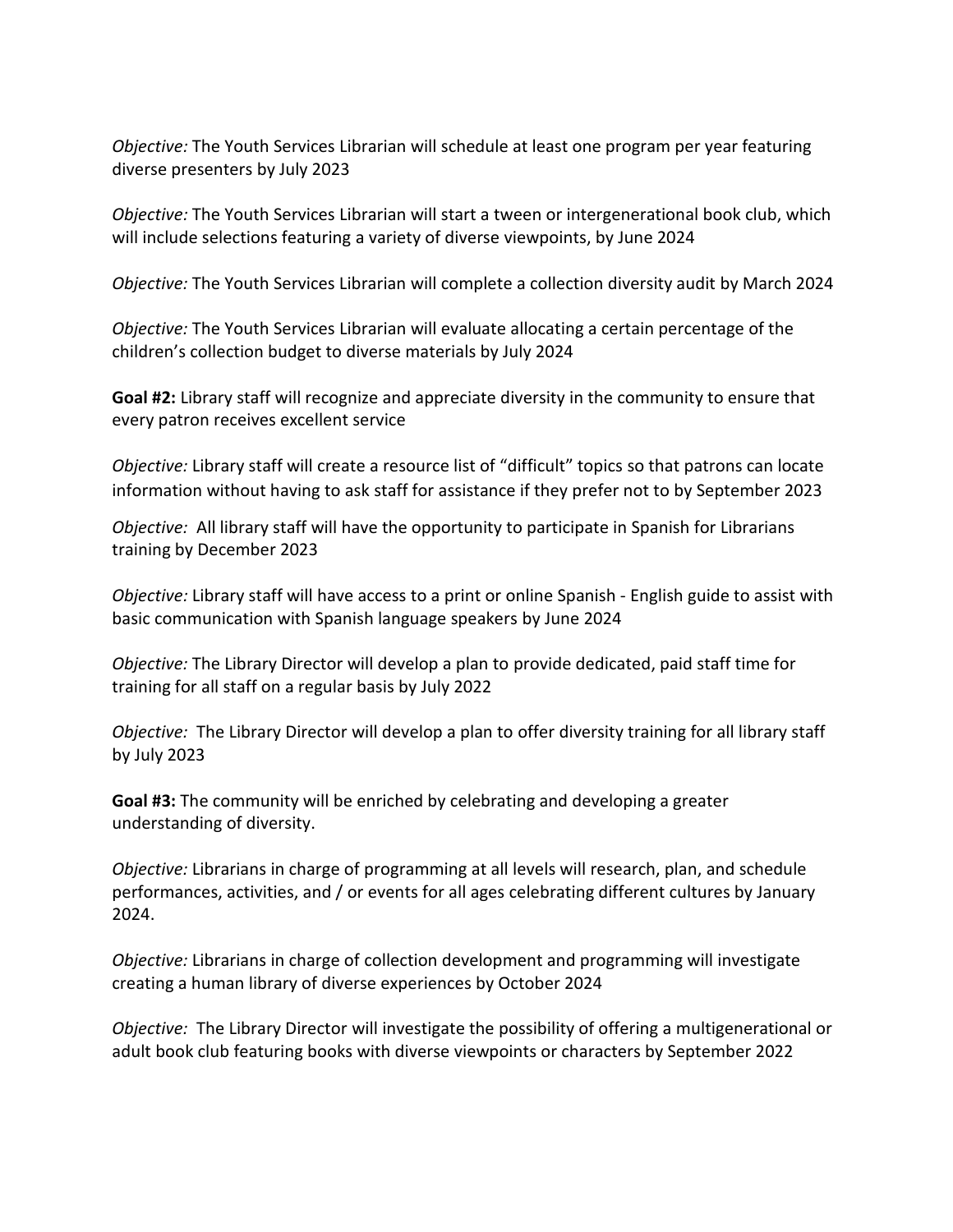*Objective:* The Youth Services Librarian will schedule at least one program per year featuring diverse presenters by July 2023

*Objective:* The Youth Services Librarian will start a tween or intergenerational book club, which will include selections featuring a variety of diverse viewpoints, by June 2024

*Objective:* The Youth Services Librarian will complete a collection diversity audit by March 2024

*Objective:* The Youth Services Librarian will evaluate allocating a certain percentage of the children's collection budget to diverse materials by July 2024

**Goal #2:** Library staff will recognize and appreciate diversity in the community to ensure that every patron receives excellent service

*Objective:* Library staff will create a resource list of "difficult" topics so that patrons can locate information without having to ask staff for assistance if they prefer not to by September 2023

*Objective:* All library staff will have the opportunity to participate in Spanish for Librarians training by December 2023

*Objective:* Library staff will have access to a print or online Spanish - English guide to assist with basic communication with Spanish language speakers by June 2024

*Objective:* The Library Director will develop a plan to provide dedicated, paid staff time for training for all staff on a regular basis by July 2022

*Objective:* The Library Director will develop a plan to offer diversity training for all library staff by July 2023

**Goal #3:** The community will be enriched by celebrating and developing a greater understanding of diversity.

*Objective:* Librarians in charge of programming at all levels will research, plan, and schedule performances, activities, and / or events for all ages celebrating different cultures by January 2024.

*Objective:* Librarians in charge of collection development and programming will investigate creating a human library of diverse experiences by October 2024

*Objective:* The Library Director will investigate the possibility of offering a multigenerational or adult book club featuring books with diverse viewpoints or characters by September 2022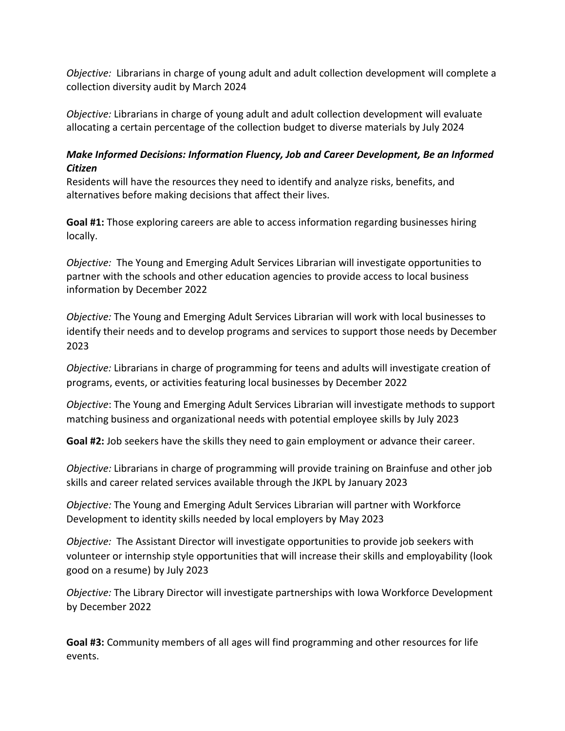*Objective:* Librarians in charge of young adult and adult collection development will complete a collection diversity audit by March 2024

*Objective:* Librarians in charge of young adult and adult collection development will evaluate allocating a certain percentage of the collection budget to diverse materials by July 2024

***Make Informed Decisions: Information Fluency, Job and Career Development, Be an Informed Citizen***

Residents will have the resources they need to identify and analyze risks, benefits, and alternatives before making decisions that affect their lives.

**Goal #1:** Those exploring careers are able to access information regarding businesses hiring locally.

*Objective:* The Young and Emerging Adult Services Librarian will investigate opportunities to partner with the schools and other education agencies to provide access to local business information by December 2022

*Objective:* The Young and Emerging Adult Services Librarian will work with local businesses to identify their needs and to develop programs and services to support those needs by December 2023

*Objective:* Librarians in charge of programming for teens and adults will investigate creation of programs, events, or activities featuring local businesses by December 2022

*Objective*: The Young and Emerging Adult Services Librarian will investigate methods to support matching business and organizational needs with potential employee skills by July 2023

**Goal #2:** Job seekers have the skills they need to gain employment or advance their career.

*Objective:* Librarians in charge of programming will provide training on Brainfuse and other job skills and career related services available through the JKPL by January 2023

*Objective:* The Young and Emerging Adult Services Librarian will partner with Workforce Development to identity skills needed by local employers by May 2023

*Objective:* The Assistant Director will investigate opportunities to provide job seekers with volunteer or internship style opportunities that will increase their skills and employability (look good on a resume) by July 2023

*Objective:* The Library Director will investigate partnerships with Iowa Workforce Development by December 2022

**Goal #3:** Community members of all ages will find programming and other resources for life events.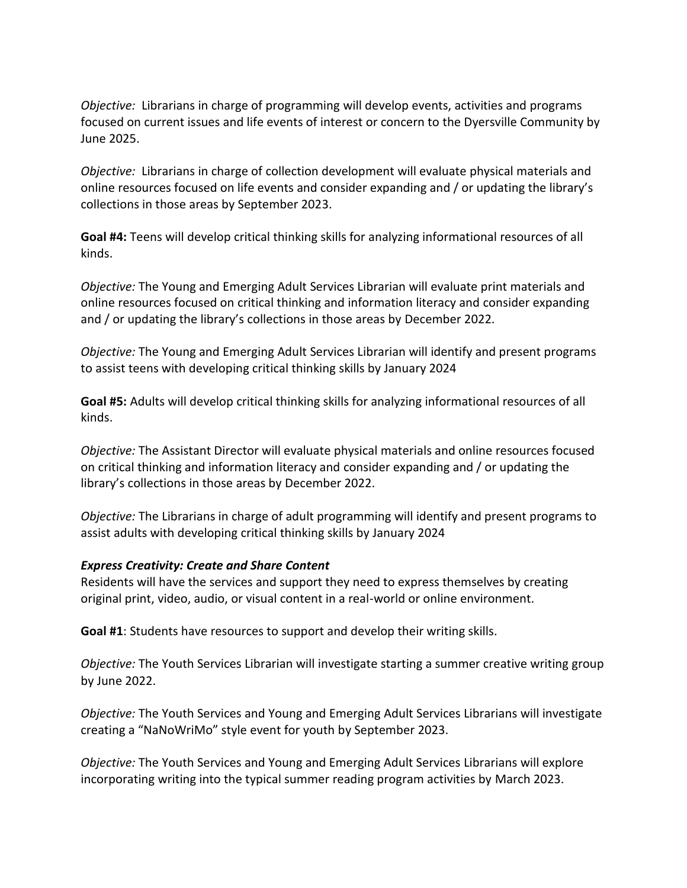*Objective:* Librarians in charge of programming will develop events, activities and programs focused on current issues and life events of interest or concern to the Dyersville Community by June 2025.

*Objective:* Librarians in charge of collection development will evaluate physical materials and online resources focused on life events and consider expanding and / or updating the library's collections in those areas by September 2023.

**Goal #4:** Teens will develop critical thinking skills for analyzing informational resources of all kinds.

*Objective:* The Young and Emerging Adult Services Librarian will evaluate print materials and online resources focused on critical thinking and information literacy and consider expanding and / or updating the library's collections in those areas by December 2022.

*Objective:* The Young and Emerging Adult Services Librarian will identify and present programs to assist teens with developing critical thinking skills by January 2024

**Goal #5:** Adults will develop critical thinking skills for analyzing informational resources of all kinds.

*Objective:* The Assistant Director will evaluate physical materials and online resources focused on critical thinking and information literacy and consider expanding and / or updating the library's collections in those areas by December 2022.

*Objective:* The Librarians in charge of adult programming will identify and present programs to assist adults with developing critical thinking skills by January 2024

***Express Creativity: Create and Share Content***

Residents will have the services and support they need to express themselves by creating original print, video, audio, or visual content in a real-world or online environment.

**Goal #1**: Students have resources to support and develop their writing skills.

*Objective:* The Youth Services Librarian will investigate starting a summer creative writing group by June 2022.

*Objective:* The Youth Services and Young and Emerging Adult Services Librarians will investigate creating a "NaNoWriMo" style event for youth by September 2023.

*Objective:* The Youth Services and Young and Emerging Adult Services Librarians will explore incorporating writing into the typical summer reading program activities by March 2023.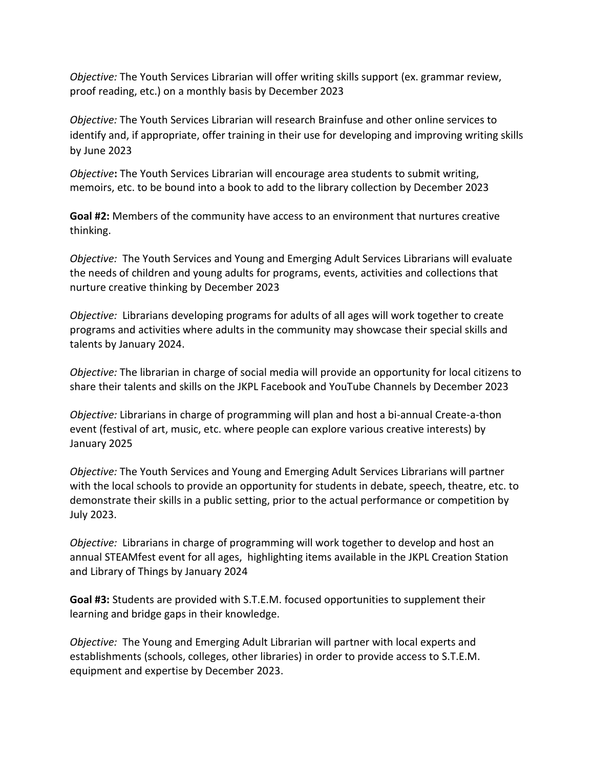*Objective:* The Youth Services Librarian will offer writing skills support (ex. grammar review, proof reading, etc.) on a monthly basis by December 2023

*Objective:* The Youth Services Librarian will research Brainfuse and other online services to identify and, if appropriate, offer training in their use for developing and improving writing skills by June 2023

*Objective***:** The Youth Services Librarian will encourage area students to submit writing, memoirs, etc. to be bound into a book to add to the library collection by December 2023

**Goal #2:** Members of the community have access to an environment that nurtures creative thinking.

*Objective:* The Youth Services and Young and Emerging Adult Services Librarians will evaluate the needs of children and young adults for programs, events, activities and collections that nurture creative thinking by December 2023

*Objective:* Librarians developing programs for adults of all ages will work together to create programs and activities where adults in the community may showcase their special skills and talents by January 2024.

*Objective:* The librarian in charge of social media will provide an opportunity for local citizens to share their talents and skills on the JKPL Facebook and YouTube Channels by December 2023

*Objective:* Librarians in charge of programming will plan and host a bi-annual Create-a-thon event (festival of art, music, etc. where people can explore various creative interests) by January 2025

*Objective:* The Youth Services and Young and Emerging Adult Services Librarians will partner with the local schools to provide an opportunity for students in debate, speech, theatre, etc. to demonstrate their skills in a public setting, prior to the actual performance or competition by July 2023.

*Objective:* Librarians in charge of programming will work together to develop and host an annual STEAMfest event for all ages, highlighting items available in the JKPL Creation Station and Library of Things by January 2024

**Goal #3:** Students are provided with S.T.E.M. focused opportunities to supplement their learning and bridge gaps in their knowledge.

*Objective:* The Young and Emerging Adult Librarian will partner with local experts and establishments (schools, colleges, other libraries) in order to provide access to S.T.E.M. equipment and expertise by December 2023.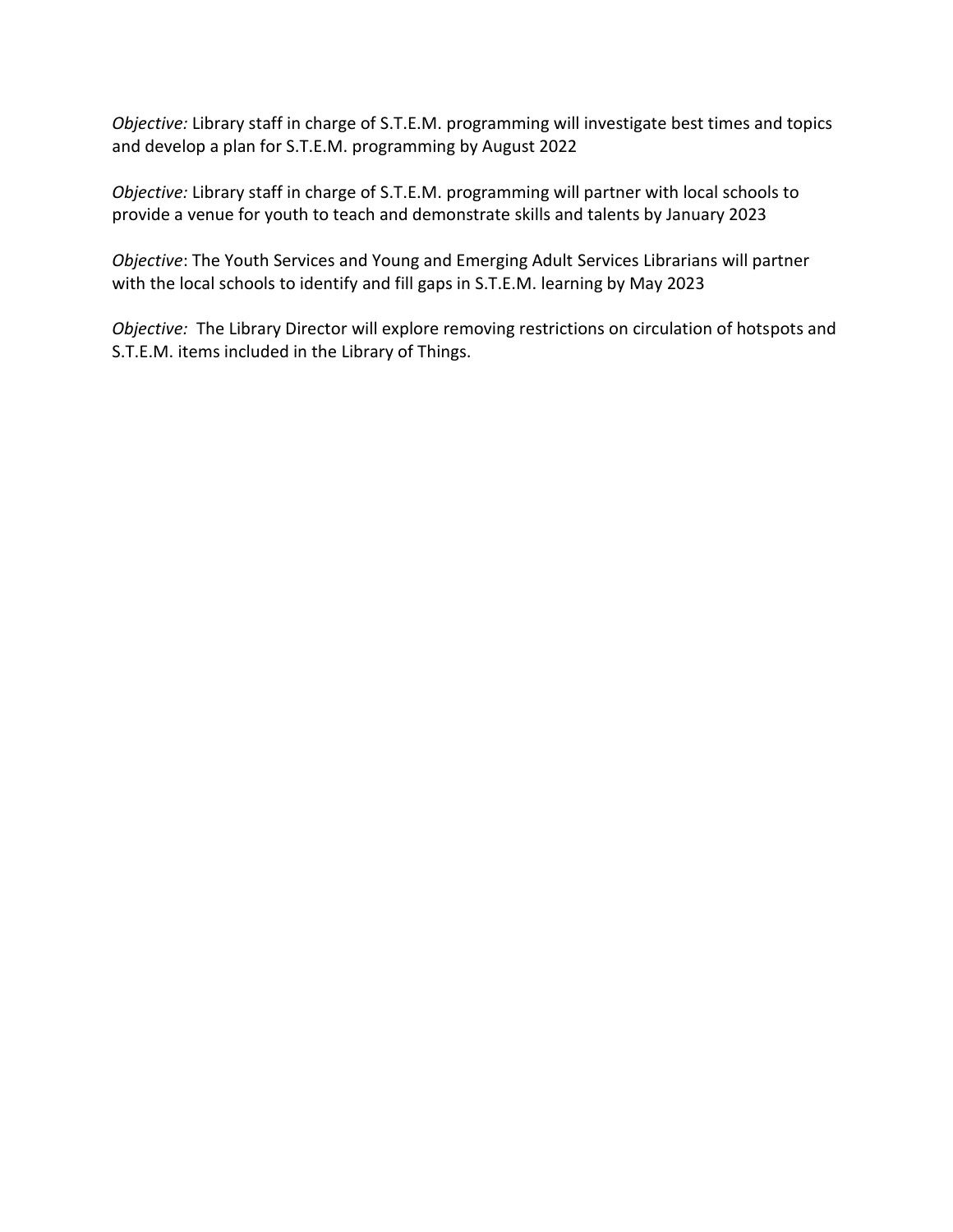*Objective:* Library staff in charge of S.T.E.M. programming will investigate best times and topics and develop a plan for S.T.E.M. programming by August 2022

*Objective:* Library staff in charge of S.T.E.M. programming will partner with local schools to provide a venue for youth to teach and demonstrate skills and talents by January 2023

*Objective*: The Youth Services and Young and Emerging Adult Services Librarians will partner with the local schools to identify and fill gaps in S.T.E.M. learning by May 2023

*Objective:* The Library Director will explore removing restrictions on circulation of hotspots and S.T.E.M. items included in the Library of Things.